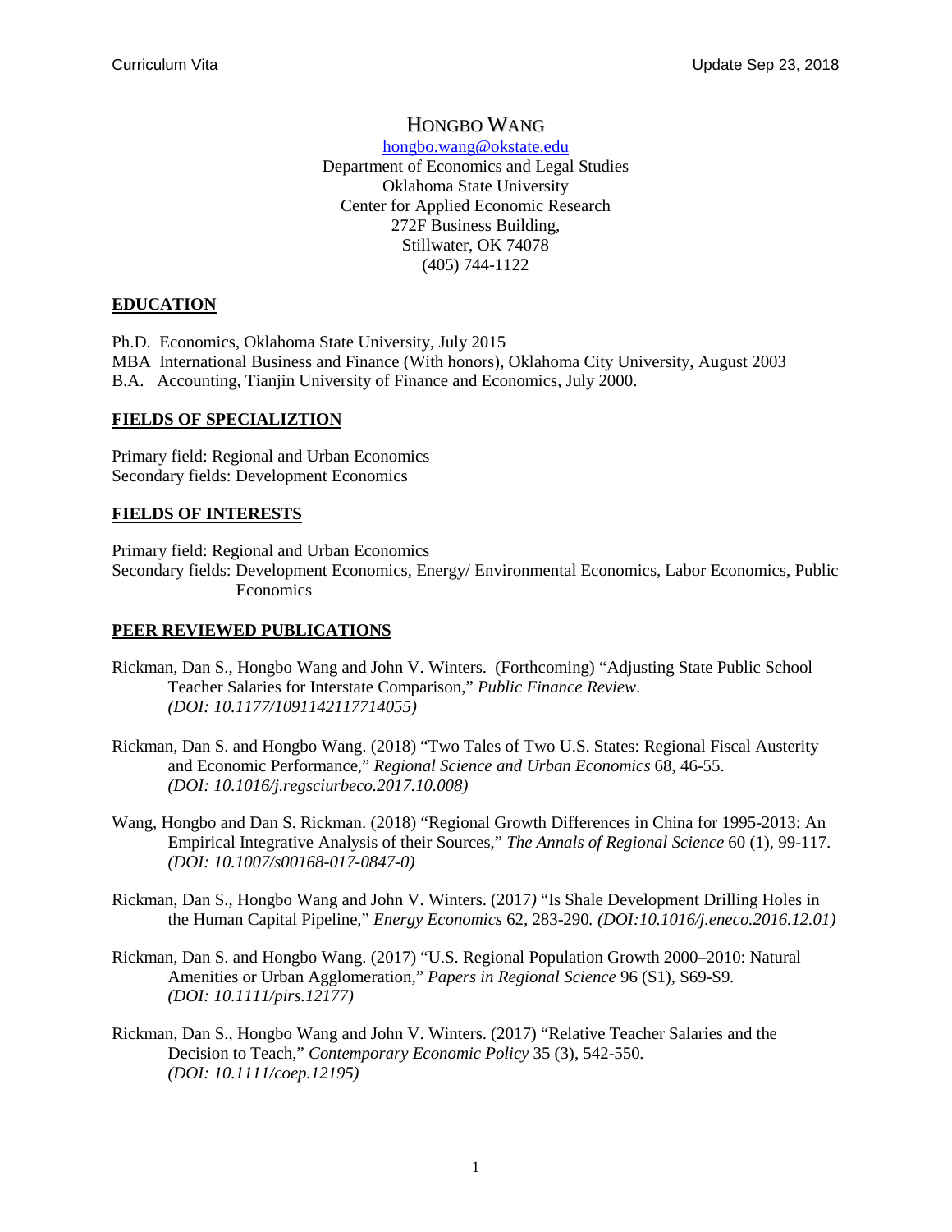# HONGBO WANG

hongbo.wang@okstate.edu
Department of Economics and Legal Studies
Oklahoma State University
Center for Applied Economic Research
272F Business Building,
Stillwater, OK 74078
(405) 744-1122

## EDUCATION

Ph.D. Economics, Oklahoma State University, July 2015
MBA International Business and Finance (With honors), Oklahoma City University, August 2003
B.A. Accounting, Tianjin University of Finance and Economics, July 2000.

## FIELDS OF SPECIALIZTION

Primary field: Regional and Urban Economics
Secondary fields: Development Economics

## FIELDS OF INTERESTS

Primary field: Regional and Urban Economics
Secondary fields: Development Economics, Energy/ Environmental Economics, Labor Economics, Public Economics

## PEER REVIEWED PUBLICATIONS

Rickman, Dan S., Hongbo Wang and John V. Winters. (Forthcoming) "Adjusting State Public School Teacher Salaries for Interstate Comparison," *Public Finance Review*. *(DOI: 10.1177/1091142117714055)*

Rickman, Dan S. and Hongbo Wang. (2018) "Two Tales of Two U.S. States: Regional Fiscal Austerity and Economic Performance," *Regional Science and Urban Economics* 68, 46-55. *(DOI: 10.1016/j.regsciurbeco.2017.10.008)*

Wang, Hongbo and Dan S. Rickman. (2018) "Regional Growth Differences in China for 1995-2013: An Empirical Integrative Analysis of their Sources," *The Annals of Regional Science* 60 (1), 99-117. *(DOI: 10.1007/s00168-017-0847-0)*

Rickman, Dan S., Hongbo Wang and John V. Winters. (2017) "Is Shale Development Drilling Holes in the Human Capital Pipeline," *Energy Economics* 62, 283-290. *(DOI:10.1016/j.eneco.2016.12.01)*

Rickman, Dan S. and Hongbo Wang. (2017) "U.S. Regional Population Growth 2000–2010: Natural Amenities or Urban Agglomeration," *Papers in Regional Science* 96 (S1), S69-S9. *(DOI: 10.1111/pirs.12177)*

Rickman, Dan S., Hongbo Wang and John V. Winters. (2017) "Relative Teacher Salaries and the Decision to Teach," *Contemporary Economic Policy* 35 (3), 542-550. *(DOI: 10.1111/coep.12195)*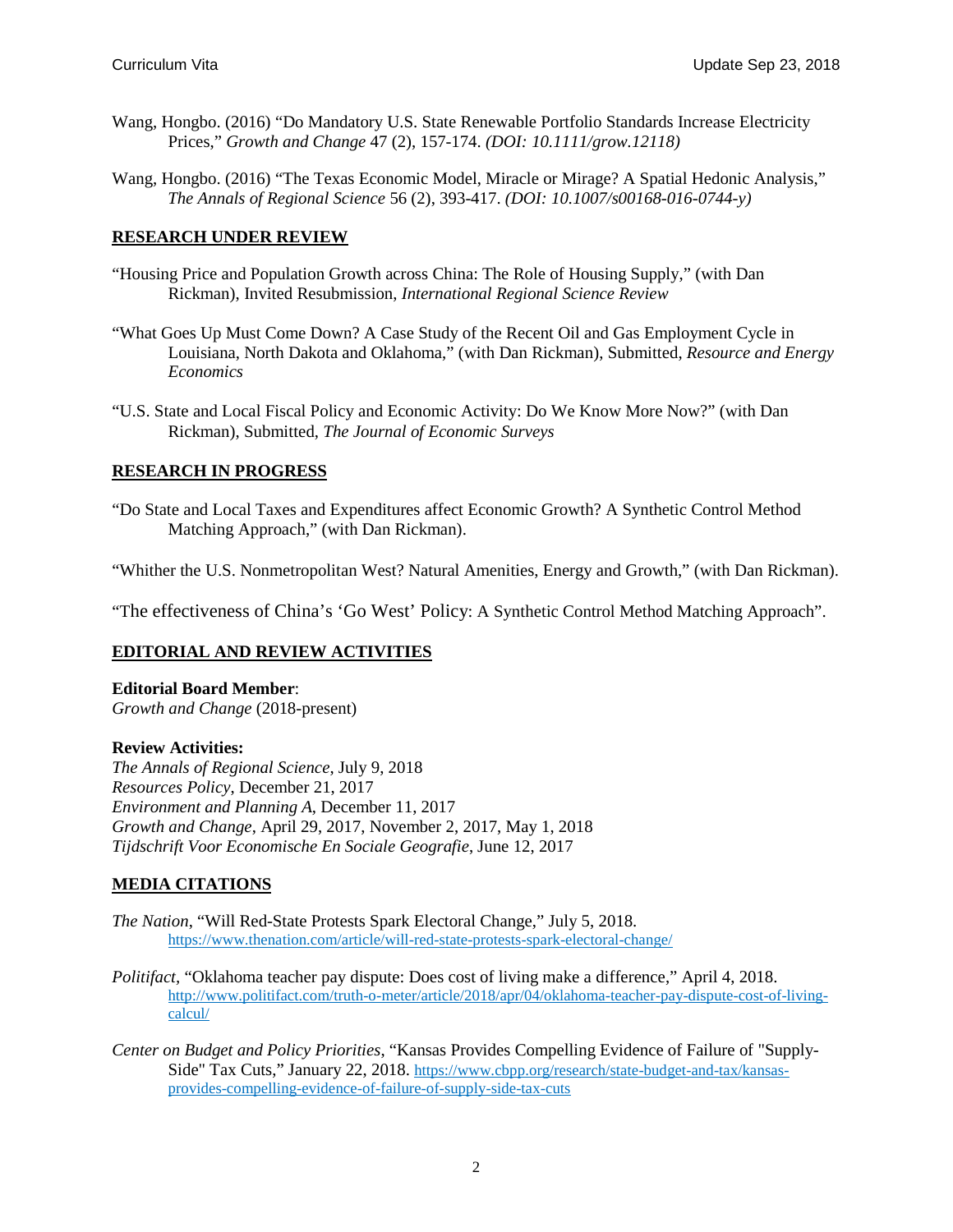Wang, Hongbo. (2016) "Do Mandatory U.S. State Renewable Portfolio Standards Increase Electricity Prices," *Growth and Change* 47 (2), 157-174. *(DOI: 10.1111/grow.12118)*

Wang, Hongbo. (2016) "The Texas Economic Model, Miracle or Mirage? A Spatial Hedonic Analysis," *The Annals of Regional Science* 56 (2), 393-417. *(DOI: 10.1007/s00168-016-0744-y)*

## RESEARCH UNDER REVIEW

"Housing Price and Population Growth across China: The Role of Housing Supply," (with Dan Rickman), Invited Resubmission, *International Regional Science Review*

"What Goes Up Must Come Down? A Case Study of the Recent Oil and Gas Employment Cycle in Louisiana, North Dakota and Oklahoma," (with Dan Rickman), Submitted, *Resource and Energy Economics*

"U.S. State and Local Fiscal Policy and Economic Activity: Do We Know More Now?" (with Dan Rickman), Submitted, *The Journal of Economic Surveys*

## RESEARCH IN PROGRESS

"Do State and Local Taxes and Expenditures affect Economic Growth? A Synthetic Control Method Matching Approach," (with Dan Rickman).

"Whither the U.S. Nonmetropolitan West? Natural Amenities, Energy and Growth," (with Dan Rickman).

"The effectiveness of China's 'Go West' Policy: A Synthetic Control Method Matching Approach".

## EDITORIAL AND REVIEW ACTIVITIES

**Editorial Board Member**:
*Growth and Change* (2018-present)

**Review Activities:**
*The Annals of Regional Science*, July 9, 2018
*Resources Policy*, December 21, 2017
*Environment and Planning A*, December 11, 2017
*Growth and Change*, April 29, 2017, November 2, 2017, May 1, 2018
*Tijdschrift Voor Economische En Sociale Geografie*, June 12, 2017

## MEDIA CITATIONS

*The Nation*, "Will Red-State Protests Spark Electoral Change," July 5, 2018.
https://www.thenation.com/article/will-red-state-protests-spark-electoral-change/

*Politifact*, "Oklahoma teacher pay dispute: Does cost of living make a difference," April 4, 2018.
http://www.politifact.com/truth-o-meter/article/2018/apr/04/oklahoma-teacher-pay-dispute-cost-of-living-calcul/

*Center on Budget and Policy Priorities*, "Kansas Provides Compelling Evidence of Failure of "Supply-Side" Tax Cuts," January 22, 2018. https://www.cbpp.org/research/state-budget-and-tax/kansas-provides-compelling-evidence-of-failure-of-supply-side-tax-cuts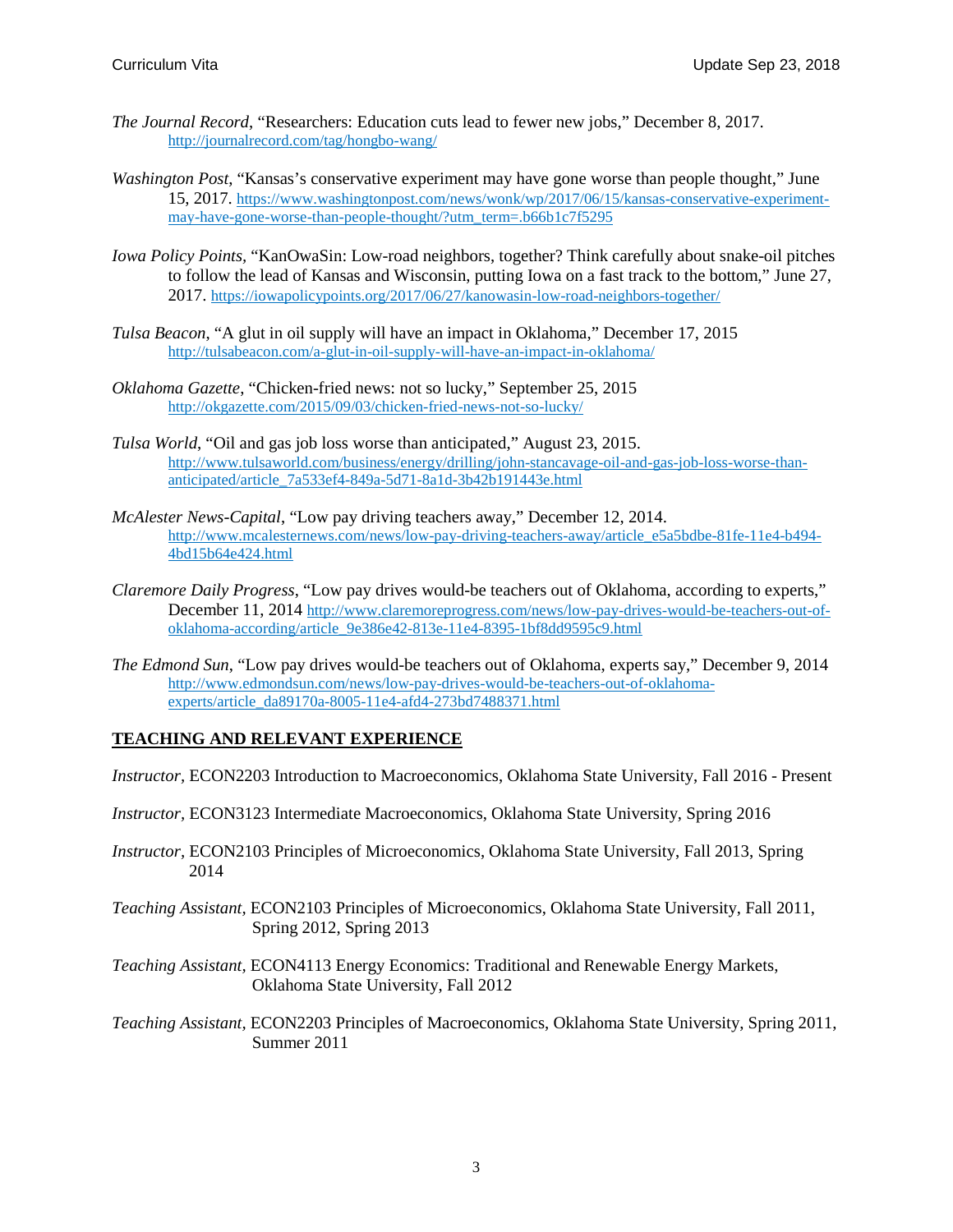*The Journal Record*, "Researchers: Education cuts lead to fewer new jobs," December 8, 2017. http://journalrecord.com/tag/hongbo-wang/

*Washington Post*, "Kansas's conservative experiment may have gone worse than people thought," June 15, 2017. https://www.washingtonpost.com/news/wonk/wp/2017/06/15/kansas-conservative-experiment-may-have-gone-worse-than-people-thought/?utm_term=.b66b1c7f5295

*Iowa Policy Points*, "KanOwaSin: Low-road neighbors, together? Think carefully about snake-oil pitches to follow the lead of Kansas and Wisconsin, putting Iowa on a fast track to the bottom," June 27, 2017. https://iowapolicypoints.org/2017/06/27/kanowasin-low-road-neighbors-together/

*Tulsa Beacon*, "A glut in oil supply will have an impact in Oklahoma," December 17, 2015 http://tulsabeacon.com/a-glut-in-oil-supply-will-have-an-impact-in-oklahoma/

*Oklahoma Gazette*, "Chicken-fried news: not so lucky," September 25, 2015 http://okgazette.com/2015/09/03/chicken-fried-news-not-so-lucky/

*Tulsa World*, "Oil and gas job loss worse than anticipated," August 23, 2015. http://www.tulsaworld.com/business/energy/drilling/john-stancavage-oil-and-gas-job-loss-worse-than-anticipated/article_7a533ef4-849a-5d71-8a1d-3b42b191443e.html

*McAlester News-Capital*, "Low pay driving teachers away," December 12, 2014. http://www.mcalesternews.com/news/low-pay-driving-teachers-away/article_e5a5bdbe-81fe-11e4-b494-4bd15b64e424.html

*Claremore Daily Progress*, "Low pay drives would-be teachers out of Oklahoma, according to experts," December 11, 2014 http://www.claremoreprogress.com/news/low-pay-drives-would-be-teachers-out-of-oklahoma-according/article_9e386e42-813e-11e4-8395-1bf8dd9595c9.html

*The Edmond Sun*, "Low pay drives would-be teachers out of Oklahoma, experts say," December 9, 2014 http://www.edmondsun.com/news/low-pay-drives-would-be-teachers-out-of-oklahoma-experts/article_da89170a-8005-11e4-afd4-273bd7488371.html

## TEACHING AND RELEVANT EXPERIENCE

*Instructor*, ECON2203 Introduction to Macroeconomics, Oklahoma State University, Fall 2016 - Present

*Instructor*, ECON3123 Intermediate Macroeconomics, Oklahoma State University, Spring 2016

*Instructor*, ECON2103 Principles of Microeconomics, Oklahoma State University, Fall 2013, Spring 2014

*Teaching Assistant*, ECON2103 Principles of Microeconomics, Oklahoma State University, Fall 2011, Spring 2012, Spring 2013

*Teaching Assistant*, ECON4113 Energy Economics: Traditional and Renewable Energy Markets, Oklahoma State University, Fall 2012

*Teaching Assistant*, ECON2203 Principles of Macroeconomics, Oklahoma State University, Spring 2011, Summer 2011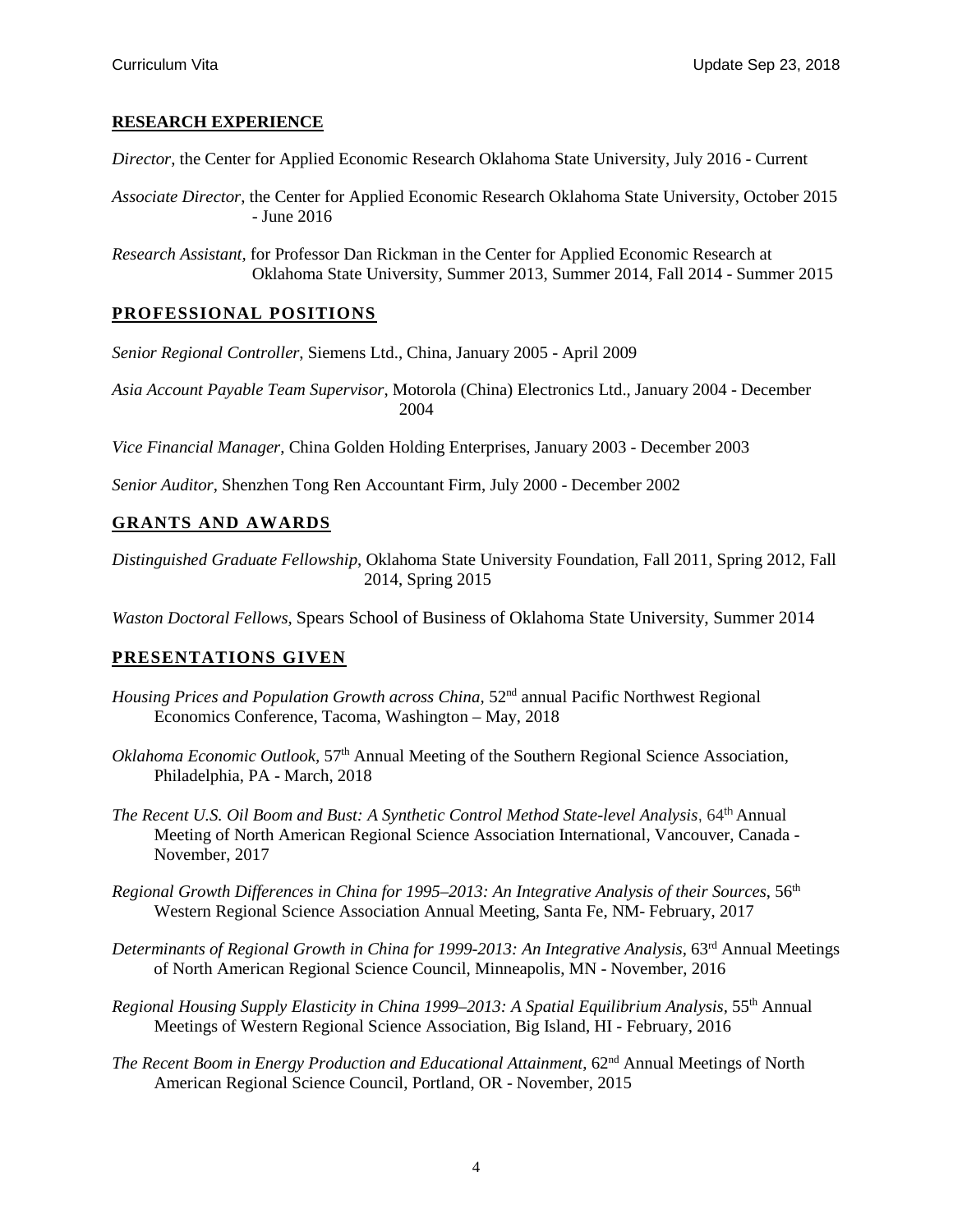## RESEARCH EXPERIENCE

*Director*, the Center for Applied Economic Research Oklahoma State University, July 2016 - Current

*Associate Director*, the Center for Applied Economic Research Oklahoma State University, October 2015 - June 2016

*Research Assistant*, for Professor Dan Rickman in the Center for Applied Economic Research at Oklahoma State University, Summer 2013, Summer 2014, Fall 2014 - Summer 2015

## PROFESSIONAL POSITIONS

*Senior Regional Controller*, Siemens Ltd., China, January 2005 - April 2009

*Asia Account Payable Team Supervisor*, Motorola (China) Electronics Ltd., January 2004 - December 2004

*Vice Financial Manager*, China Golden Holding Enterprises, January 2003 - December 2003

*Senior Auditor*, Shenzhen Tong Ren Accountant Firm, July 2000 - December 2002

## GRANTS AND AWARDS

*Distinguished Graduate Fellowship*, Oklahoma State University Foundation, Fall 2011, Spring 2012, Fall 2014, Spring 2015

*Waston Doctoral Fellows*, Spears School of Business of Oklahoma State University, Summer 2014

## PRESENTATIONS GIVEN

*Housing Prices and Population Growth across China*, 52nd annual Pacific Northwest Regional Economics Conference, Tacoma, Washington – May, 2018

*Oklahoma Economic Outlook*, 57th Annual Meeting of the Southern Regional Science Association, Philadelphia, PA - March, 2018

*The Recent U.S. Oil Boom and Bust: A Synthetic Control Method State-level Analysis*, 64th Annual Meeting of North American Regional Science Association International, Vancouver, Canada - November, 2017

*Regional Growth Differences in China for 1995–2013: An Integrative Analysis of their Sources*, 56th Western Regional Science Association Annual Meeting, Santa Fe, NM- February, 2017

*Determinants of Regional Growth in China for 1999-2013: An Integrative Analysis*, 63rd Annual Meetings of North American Regional Science Council, Minneapolis, MN - November, 2016

*Regional Housing Supply Elasticity in China 1999–2013: A Spatial Equilibrium Analysis*, 55th Annual Meetings of Western Regional Science Association, Big Island, HI - February, 2016

*The Recent Boom in Energy Production and Educational Attainment*, 62nd Annual Meetings of North American Regional Science Council, Portland, OR - November, 2015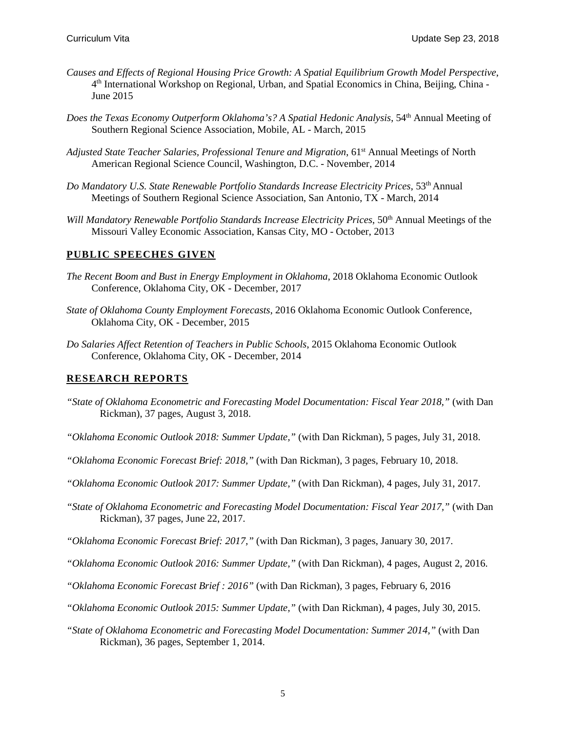*Causes and Effects of Regional Housing Price Growth: A Spatial Equilibrium Growth Model Perspective*, 4th International Workshop on Regional, Urban, and Spatial Economics in China, Beijing, China - June 2015

*Does the Texas Economy Outperform Oklahoma's? A Spatial Hedonic Analysis*, 54th Annual Meeting of Southern Regional Science Association, Mobile, AL - March, 2015

*Adjusted State Teacher Salaries, Professional Tenure and Migration*, 61st Annual Meetings of North American Regional Science Council, Washington, D.C. - November, 2014

*Do Mandatory U.S. State Renewable Portfolio Standards Increase Electricity Prices*, 53th Annual Meetings of Southern Regional Science Association, San Antonio, TX - March, 2014

*Will Mandatory Renewable Portfolio Standards Increase Electricity Prices*, 50th Annual Meetings of the Missouri Valley Economic Association, Kansas City, MO - October, 2013

## PUBLIC SPEECHES GIVEN

*The Recent Boom and Bust in Energy Employment in Oklahoma*, 2018 Oklahoma Economic Outlook Conference, Oklahoma City, OK - December, 2017

*State of Oklahoma County Employment Forecasts*, 2016 Oklahoma Economic Outlook Conference, Oklahoma City, OK - December, 2015

*Do Salaries Affect Retention of Teachers in Public Schools*, 2015 Oklahoma Economic Outlook Conference, Oklahoma City, OK - December, 2014

## RESEARCH REPORTS

*"State of Oklahoma Econometric and Forecasting Model Documentation: Fiscal Year 2018,"* (with Dan Rickman), 37 pages, August 3, 2018.

*"Oklahoma Economic Outlook 2018: Summer Update,"* (with Dan Rickman), 5 pages, July 31, 2018.

*"Oklahoma Economic Forecast Brief: 2018,"* (with Dan Rickman), 3 pages, February 10, 2018.

*"Oklahoma Economic Outlook 2017: Summer Update,"* (with Dan Rickman), 4 pages, July 31, 2017.

*"State of Oklahoma Econometric and Forecasting Model Documentation: Fiscal Year 2017,"* (with Dan Rickman), 37 pages, June 22, 2017.

*"Oklahoma Economic Forecast Brief: 2017,"* (with Dan Rickman), 3 pages, January 30, 2017.

*"Oklahoma Economic Outlook 2016: Summer Update,"* (with Dan Rickman), 4 pages, August 2, 2016.

*"Oklahoma Economic Forecast Brief : 2016"* (with Dan Rickman), 3 pages, February 6, 2016

*"Oklahoma Economic Outlook 2015: Summer Update,"* (with Dan Rickman), 4 pages, July 30, 2015.

*"State of Oklahoma Econometric and Forecasting Model Documentation: Summer 2014,"* (with Dan Rickman), 36 pages, September 1, 2014.